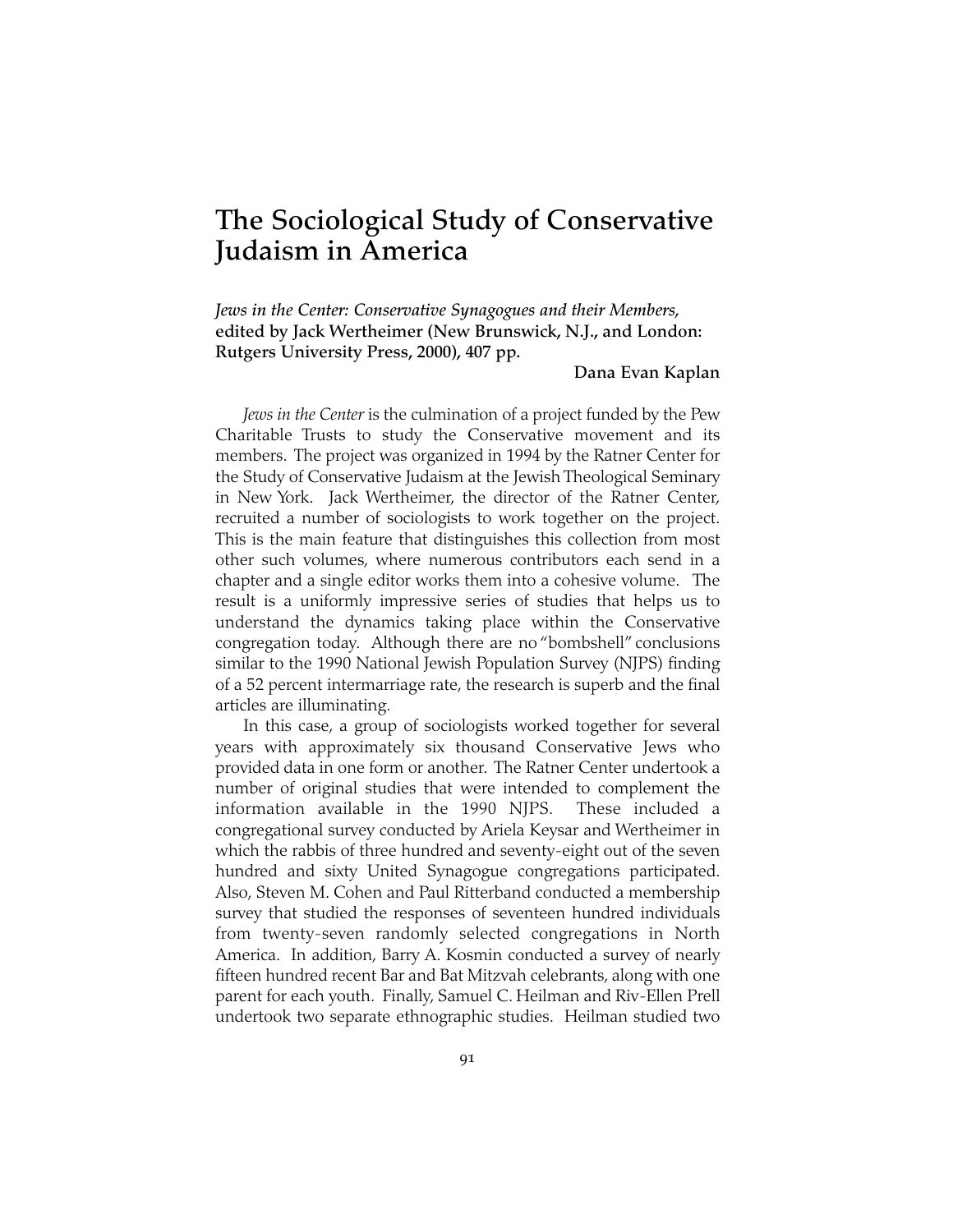# The Sociological Study of Conservative Judaism in America

*Jews in the Center: Conservative Synagogues and their Members,* **edited by Jack Wertheimer (New Brunswick, N.J., and London: Rutgers University Press, 2000), 407 pp.**

**Dana Evan Kaplan**

*Jews in the Center* is the culmination of a project funded by the Pew Charitable Trusts to study the Conservative movement and its members. The project was organized in 1994 by the Ratner Center for the Study of Conservative Judaism at the Jewish Theological Seminary in New York. Jack Wertheimer, the director of the Ratner Center, recruited a number of sociologists to work together on the project. This is the main feature that distinguishes this collection from most other such volumes, where numerous contributors each send in a chapter and a single editor works them into a cohesive volume. The result is a uniformly impressive series of studies that helps us to understand the dynamics taking place within the Conservative congregation today. Although there are no "bombshell" conclusions similar to the 1990 National Jewish Population Survey (NJPS) finding of a 52 percent intermarriage rate, the research is superb and the final articles are illuminating.

In this case, a group of sociologists worked together for several years with approximately six thousand Conservative Jews who provided data in one form or another. The Ratner Center undertook a number of original studies that were intended to complement the information available in the 1990 NJPS. These included a congregational survey conducted by Ariela Keysar and Wertheimer in which the rabbis of three hundred and seventy-eight out of the seven hundred and sixty United Synagogue congregations participated. Also, Steven M. Cohen and Paul Ritterband conducted a membership survey that studied the responses of seventeen hundred individuals from twenty-seven randomly selected congregations in North America. In addition, Barry A. Kosmin conducted a survey of nearly fifteen hundred recent Bar and Bat Mitzvah celebrants, along with one parent for each youth. Finally, Samuel C. Heilman and Riv-Ellen Prell undertook two separate ethnographic studies. Heilman studied two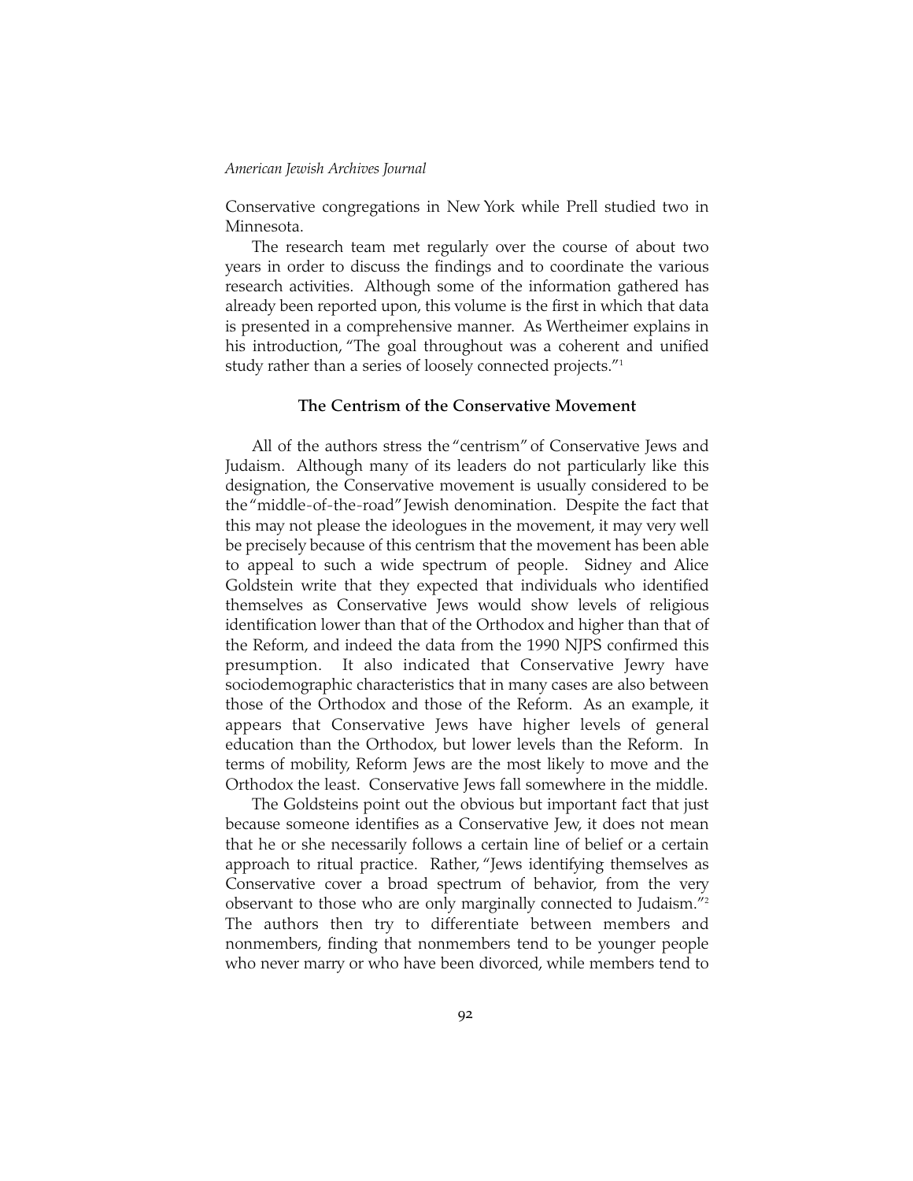Conservative congregations in New York while Prell studied two in Minnesota.

The research team met regularly over the course of about two years in order to discuss the findings and to coordinate the various research activities. Although some of the information gathered has already been reported upon, this volume is the first in which that data is presented in a comprehensive manner. As Wertheimer explains in his introduction, "The goal throughout was a coherent and unified study rather than a series of loosely connected projects."[1]

## The Centrism of the Conservative Movement

All of the authors stress the "centrism" of Conservative Jews and Judaism. Although many of its leaders do not particularly like this designation, the Conservative movement is usually considered to be the "middle-of-the-road" Jewish denomination. Despite the fact that this may not please the ideologues in the movement, it may very well be precisely because of this centrism that the movement has been able to appeal to such a wide spectrum of people. Sidney and Alice Goldstein write that they expected that individuals who identified themselves as Conservative Jews would show levels of religious identification lower than that of the Orthodox and higher than that of the Reform, and indeed the data from the 1990 NJPS confirmed this presumption. It also indicated that Conservative Jewry have sociodemographic characteristics that in many cases are also between those of the Orthodox and those of the Reform. As an example, it appears that Conservative Jews have higher levels of general education than the Orthodox, but lower levels than the Reform. In terms of mobility, Reform Jews are the most likely to move and the Orthodox the least. Conservative Jews fall somewhere in the middle.

The Goldsteins point out the obvious but important fact that just because someone identifies as a Conservative Jew, it does not mean that he or she necessarily follows a certain line of belief or a certain approach to ritual practice. Rather, "Jews identifying themselves as Conservative cover a broad spectrum of behavior, from the very observant to those who are only marginally connected to Judaism."[2] The authors then try to differentiate between members and nonmembers, finding that nonmembers tend to be younger people who never marry or who have been divorced, while members tend to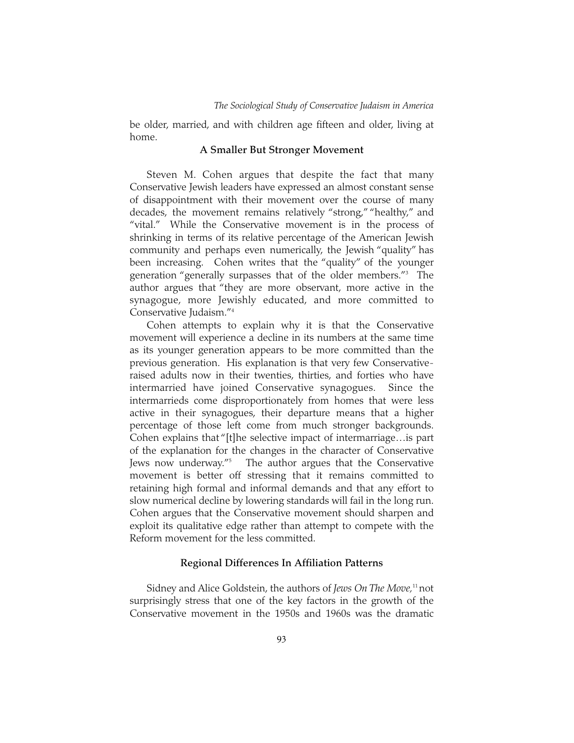be older, married, and with children age fifteen and older, living at home.

### A Smaller But Stronger Movement

Steven M. Cohen argues that despite the fact that many Conservative Jewish leaders have expressed an almost constant sense of disappointment with their movement over the course of many decades, the movement remains relatively "strong," "healthy," and "vital." While the Conservative movement is in the process of shrinking in terms of its relative percentage of the American Jewish community and perhaps even numerically, the Jewish "quality" has been increasing. Cohen writes that the "quality" of the younger generation "generally surpasses that of the older members."[3] The author argues that "they are more observant, more active in the synagogue, more Jewishly educated, and more committed to Conservative Judaism."[4]

Cohen attempts to explain why it is that the Conservative movement will experience a decline in its numbers at the same time as its younger generation appears to be more committed than the previous generation. His explanation is that very few Conservative-raised adults now in their twenties, thirties, and forties who have intermarried have joined Conservative synagogues. Since the intermarrieds come disproportionately from homes that were less active in their synagogues, their departure means that a higher percentage of those left come from much stronger backgrounds. Cohen explains that "[t]he selective impact of intermarriage…is part of the explanation for the changes in the character of Conservative Jews now underway."[5] The author argues that the Conservative movement is better off stressing that it remains committed to retaining high formal and informal demands and that any effort to slow numerical decline by lowering standards will fail in the long run. Cohen argues that the Conservative movement should sharpen and exploit its qualitative edge rather than attempt to compete with the Reform movement for the less committed.

### Regional Differences In Affiliation Patterns

Sidney and Alice Goldstein, the authors of *Jews On The Move,*[11] not surprisingly stress that one of the key factors in the growth of the Conservative movement in the 1950s and 1960s was the dramatic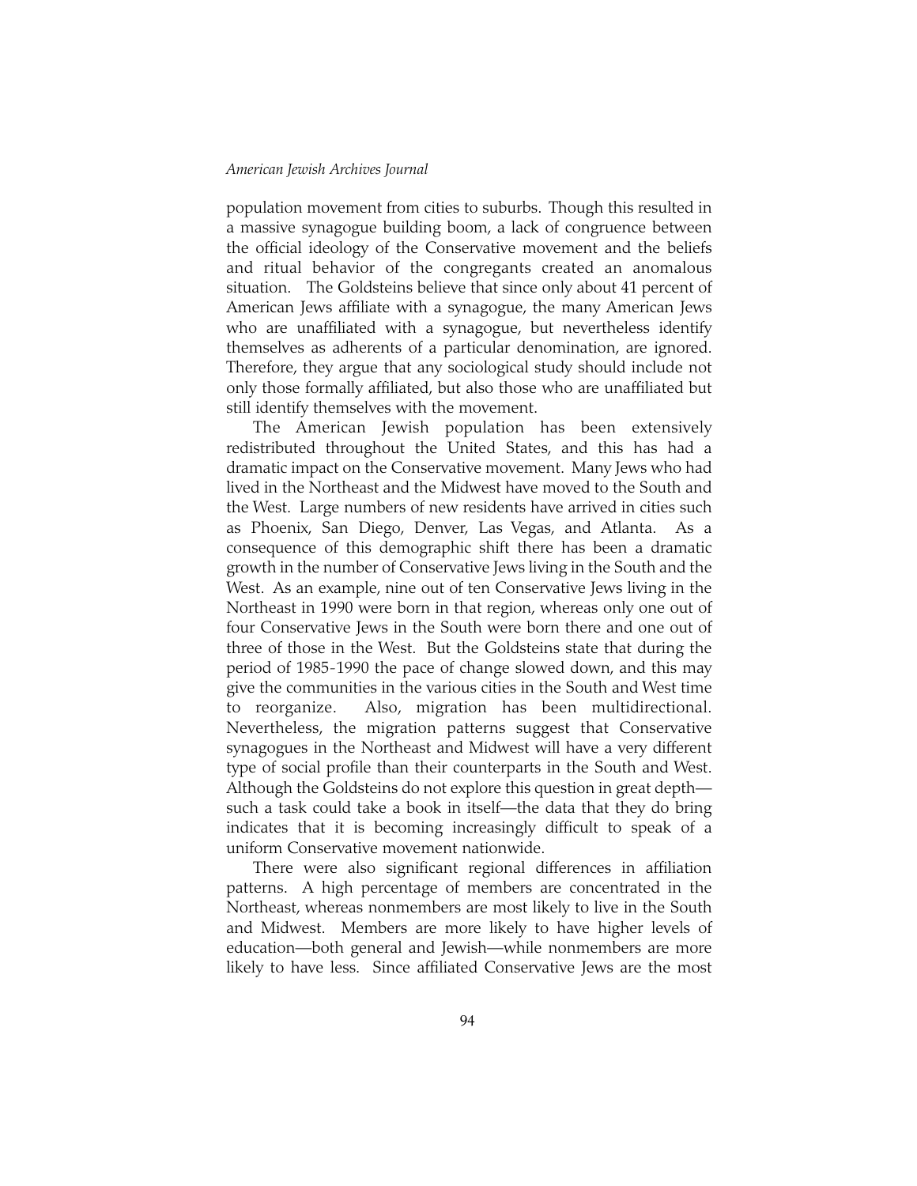population movement from cities to suburbs. Though this resulted in a massive synagogue building boom, a lack of congruence between the official ideology of the Conservative movement and the beliefs and ritual behavior of the congregants created an anomalous situation. The Goldsteins believe that since only about 41 percent of American Jews affiliate with a synagogue, the many American Jews who are unaffiliated with a synagogue, but nevertheless identify themselves as adherents of a particular denomination, are ignored. Therefore, they argue that any sociological study should include not only those formally affiliated, but also those who are unaffiliated but still identify themselves with the movement.

The American Jewish population has been extensively redistributed throughout the United States, and this has had a dramatic impact on the Conservative movement. Many Jews who had lived in the Northeast and the Midwest have moved to the South and the West. Large numbers of new residents have arrived in cities such as Phoenix, San Diego, Denver, Las Vegas, and Atlanta. As a consequence of this demographic shift there has been a dramatic growth in the number of Conservative Jews living in the South and the West. As an example, nine out of ten Conservative Jews living in the Northeast in 1990 were born in that region, whereas only one out of four Conservative Jews in the South were born there and one out of three of those in the West. But the Goldsteins state that during the period of 1985-1990 the pace of change slowed down, and this may give the communities in the various cities in the South and West time to reorganize. Also, migration has been multidirectional. Nevertheless, the migration patterns suggest that Conservative synagogues in the Northeast and Midwest will have a very different type of social profile than their counterparts in the South and West. Although the Goldsteins do not explore this question in great depth—such a task could take a book in itself—the data that they do bring indicates that it is becoming increasingly difficult to speak of a uniform Conservative movement nationwide.

There were also significant regional differences in affiliation patterns. A high percentage of members are concentrated in the Northeast, whereas nonmembers are most likely to live in the South and Midwest. Members are more likely to have higher levels of education—both general and Jewish—while nonmembers are more likely to have less. Since affiliated Conservative Jews are the most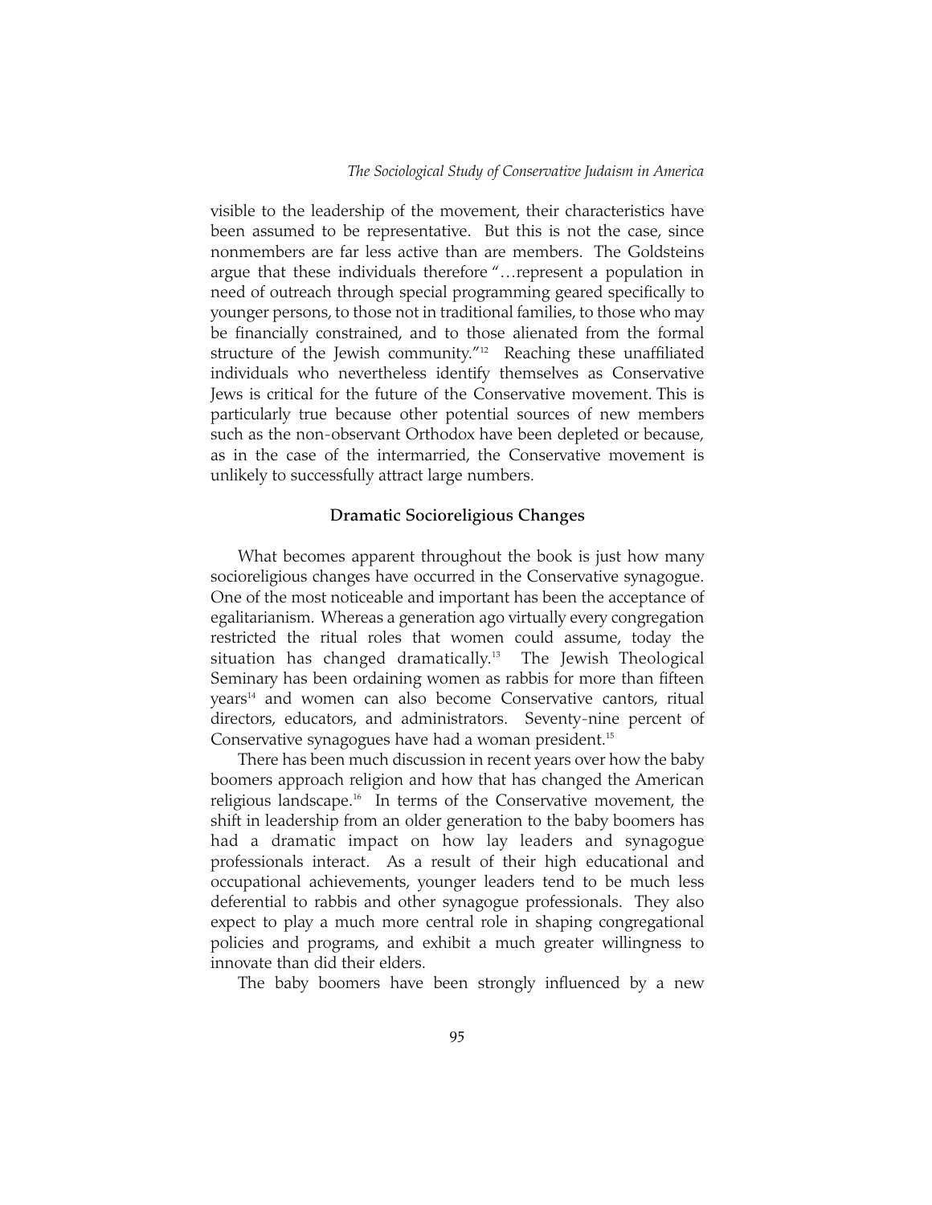visible to the leadership of the movement, their characteristics have been assumed to be representative. But this is not the case, since nonmembers are far less active than are members. The Goldsteins argue that these individuals therefore "…represent a population in need of outreach through special programming geared specifically to younger persons, to those not in traditional families, to those who may be financially constrained, and to those alienated from the formal structure of the Jewish community."[12] Reaching these unaffiliated individuals who nevertheless identify themselves as Conservative Jews is critical for the future of the Conservative movement. This is particularly true because other potential sources of new members such as the non-observant Orthodox have been depleted or because, as in the case of the intermarried, the Conservative movement is unlikely to successfully attract large numbers.

## Dramatic Socioreligious Changes

What becomes apparent throughout the book is just how many socioreligious changes have occurred in the Conservative synagogue. One of the most noticeable and important has been the acceptance of egalitarianism. Whereas a generation ago virtually every congregation restricted the ritual roles that women could assume, today the situation has changed dramatically.[13] The Jewish Theological Seminary has been ordaining women as rabbis for more than fifteen years[14] and women can also become Conservative cantors, ritual directors, educators, and administrators. Seventy-nine percent of Conservative synagogues have had a woman president.[15]

There has been much discussion in recent years over how the baby boomers approach religion and how that has changed the American religious landscape.[16] In terms of the Conservative movement, the shift in leadership from an older generation to the baby boomers has had a dramatic impact on how lay leaders and synagogue professionals interact. As a result of their high educational and occupational achievements, younger leaders tend to be much less deferential to rabbis and other synagogue professionals. They also expect to play a much more central role in shaping congregational policies and programs, and exhibit a much greater willingness to innovate than did their elders.

The baby boomers have been strongly influenced by a new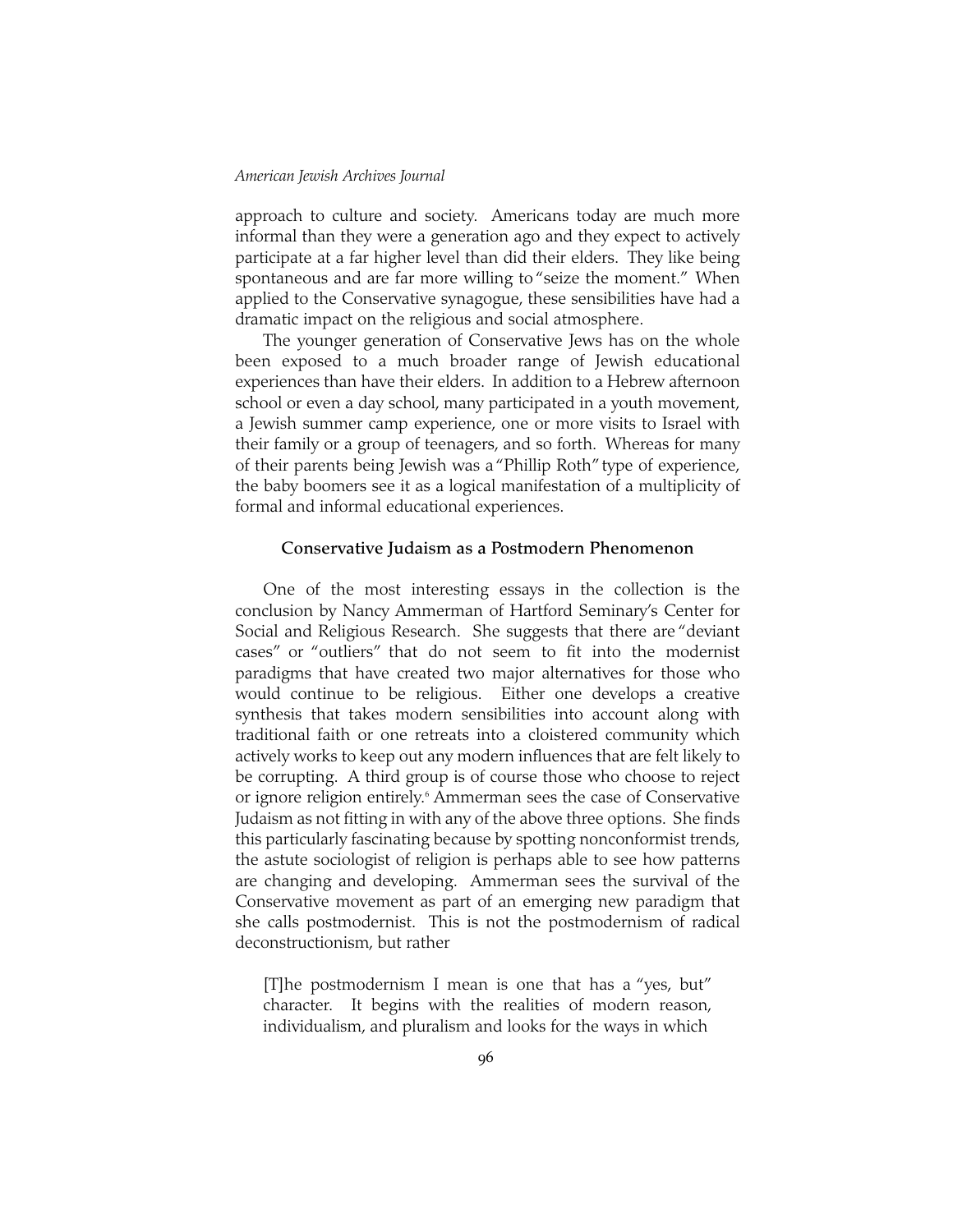approach to culture and society. Americans today are much more informal than they were a generation ago and they expect to actively participate at a far higher level than did their elders. They like being spontaneous and are far more willing to "seize the moment." When applied to the Conservative synagogue, these sensibilities have had a dramatic impact on the religious and social atmosphere.

The younger generation of Conservative Jews has on the whole been exposed to a much broader range of Jewish educational experiences than have their elders. In addition to a Hebrew afternoon school or even a day school, many participated in a youth movement, a Jewish summer camp experience, one or more visits to Israel with their family or a group of teenagers, and so forth. Whereas for many of their parents being Jewish was a "Phillip Roth" type of experience, the baby boomers see it as a logical manifestation of a multiplicity of formal and informal educational experiences.

## Conservative Judaism as a Postmodern Phenomenon

One of the most interesting essays in the collection is the conclusion by Nancy Ammerman of Hartford Seminary's Center for Social and Religious Research. She suggests that there are "deviant cases" or "outliers" that do not seem to fit into the modernist paradigms that have created two major alternatives for those who would continue to be religious. Either one develops a creative synthesis that takes modern sensibilities into account along with traditional faith or one retreats into a cloistered community which actively works to keep out any modern influences that are felt likely to be corrupting. A third group is of course those who choose to reject or ignore religion entirely.[6] Ammerman sees the case of Conservative Judaism as not fitting in with any of the above three options. She finds this particularly fascinating because by spotting nonconformist trends, the astute sociologist of religion is perhaps able to see how patterns are changing and developing. Ammerman sees the survival of the Conservative movement as part of an emerging new paradigm that she calls postmodernist. This is not the postmodernism of radical deconstructionism, but rather

> [T]he postmodernism I mean is one that has a "yes, but" character. It begins with the realities of modern reason, individualism, and pluralism and looks for the ways in which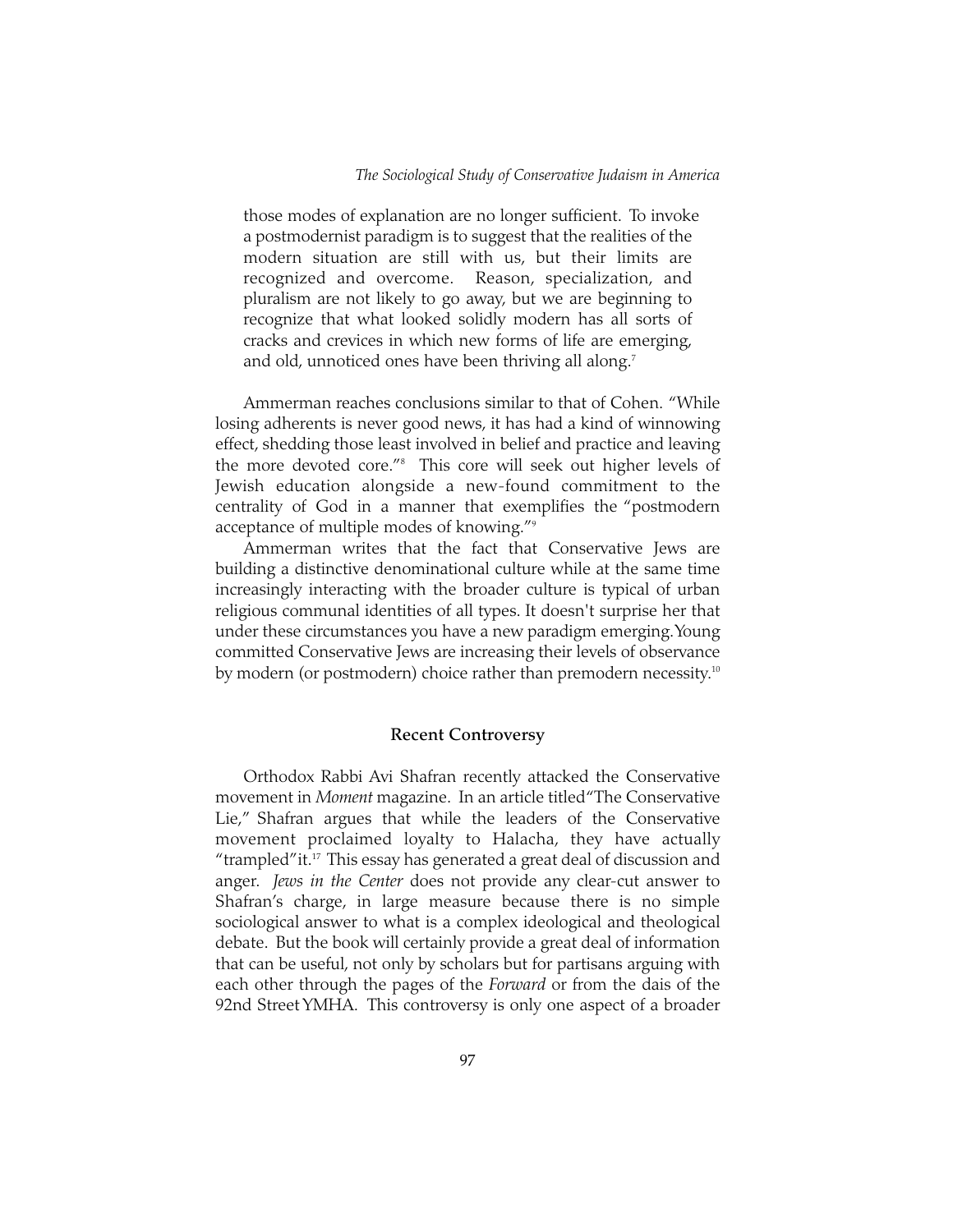those modes of explanation are no longer sufficient. To invoke a postmodernist paradigm is to suggest that the realities of the modern situation are still with us, but their limits are recognized and overcome. Reason, specialization, and pluralism are not likely to go away, but we are beginning to recognize that what looked solidly modern has all sorts of cracks and crevices in which new forms of life are emerging, and old, unnoticed ones have been thriving all along.[7]

Ammerman reaches conclusions similar to that of Cohen. "While losing adherents is never good news, it has had a kind of winnowing effect, shedding those least involved in belief and practice and leaving the more devoted core."[8] This core will seek out higher levels of Jewish education alongside a new-found commitment to the centrality of God in a manner that exemplifies the "postmodern acceptance of multiple modes of knowing."[9]

Ammerman writes that the fact that Conservative Jews are building a distinctive denominational culture while at the same time increasingly interacting with the broader culture is typical of urban religious communal identities of all types. It doesn't surprise her that under these circumstances you have a new paradigm emerging. Young committed Conservative Jews are increasing their levels of observance by modern (or postmodern) choice rather than premodern necessity.[10]

## Recent Controversy

Orthodox Rabbi Avi Shafran recently attacked the Conservative movement in *Moment* magazine. In an article titled "The Conservative Lie," Shafran argues that while the leaders of the Conservative movement proclaimed loyalty to Halacha, they have actually "trampled" it.[17] This essay has generated a great deal of discussion and anger. *Jews in the Center* does not provide any clear-cut answer to Shafran's charge, in large measure because there is no simple sociological answer to what is a complex ideological and theological debate. But the book will certainly provide a great deal of information that can be useful, not only by scholars but for partisans arguing with each other through the pages of the *Forward* or from the dais of the 92nd Street YMHA. This controversy is only one aspect of a broader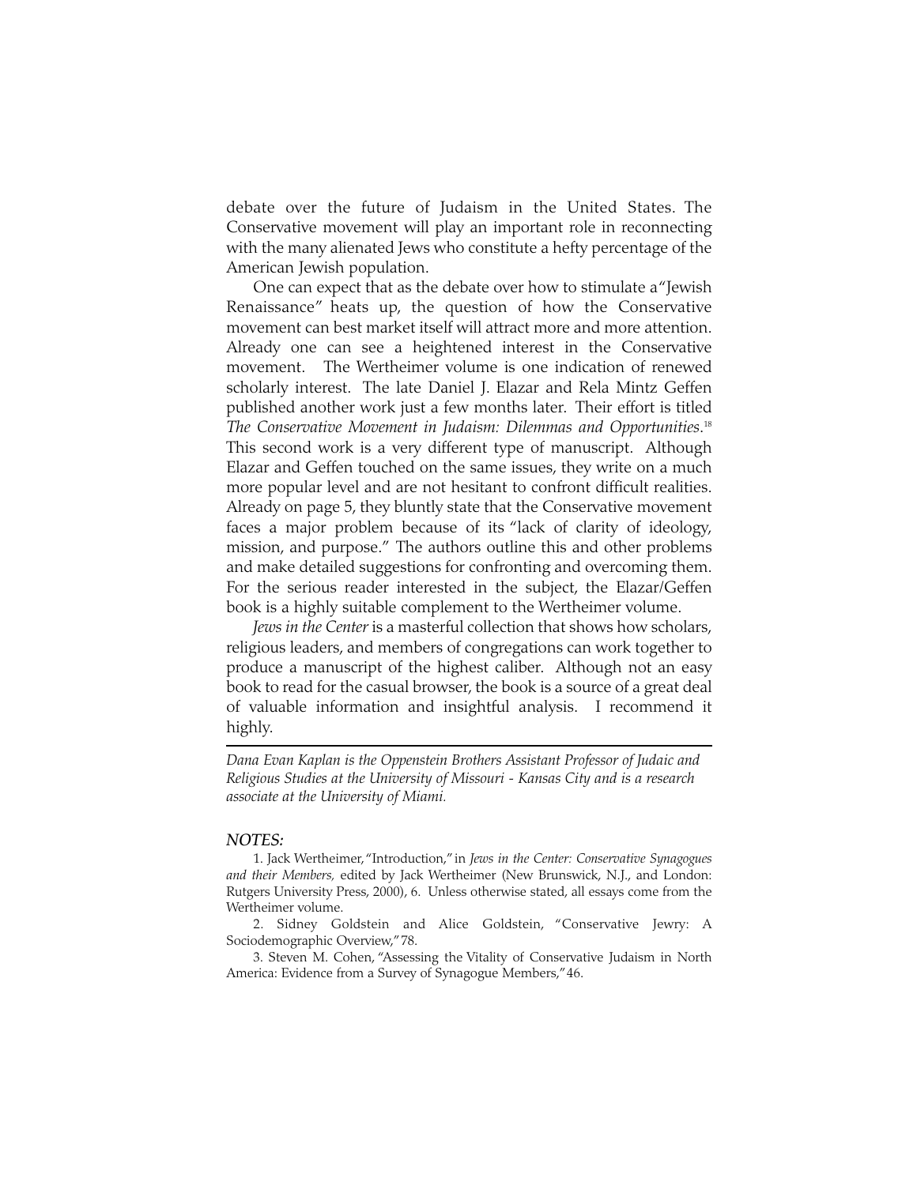debate over the future of Judaism in the United States. The Conservative movement will play an important role in reconnecting with the many alienated Jews who constitute a hefty percentage of the American Jewish population.

One can expect that as the debate over how to stimulate a "Jewish Renaissance" heats up, the question of how the Conservative movement can best market itself will attract more and more attention. Already one can see a heightened interest in the Conservative movement. The Wertheimer volume is one indication of renewed scholarly interest. The late Daniel J. Elazar and Rela Mintz Geffen published another work just a few months later. Their effort is titled *The Conservative Movement in Judaism: Dilemmas and Opportunities*.[18] This second work is a very different type of manuscript. Although Elazar and Geffen touched on the same issues, they write on a much more popular level and are not hesitant to confront difficult realities. Already on page 5, they bluntly state that the Conservative movement faces a major problem because of its "lack of clarity of ideology, mission, and purpose." The authors outline this and other problems and make detailed suggestions for confronting and overcoming them. For the serious reader interested in the subject, the Elazar/Geffen book is a highly suitable complement to the Wertheimer volume.

*Jews in the Center* is a masterful collection that shows how scholars, religious leaders, and members of congregations can work together to produce a manuscript of the highest caliber. Although not an easy book to read for the casual browser, the book is a source of a great deal of valuable information and insightful analysis. I recommend it highly.

---

*Dana Evan Kaplan is the Oppenstein Brothers Assistant Professor of Judaic and Religious Studies at the University of Missouri - Kansas City and is a research associate at the University of Miami.*

### *NOTES:*

1. Jack Wertheimer, "Introduction," in *Jews in the Center: Conservative Synagogues and their Members,* edited by Jack Wertheimer (New Brunswick, N.J., and London: Rutgers University Press, 2000), 6. Unless otherwise stated, all essays come from the Wertheimer volume.

2. Sidney Goldstein and Alice Goldstein, "Conservative Jewry: A Sociodemographic Overview," 78.

3. Steven M. Cohen, "Assessing the Vitality of Conservative Judaism in North America: Evidence from a Survey of Synagogue Members," 46.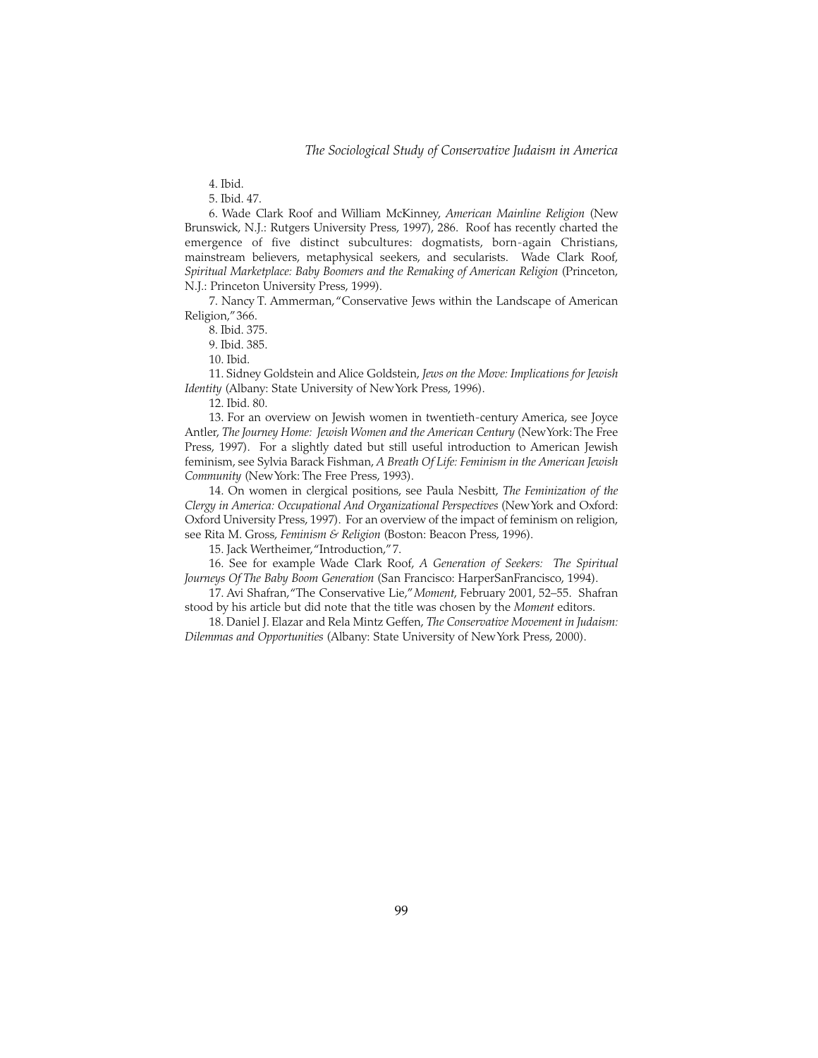4. Ibid.

5. Ibid. 47.

6. Wade Clark Roof and William McKinney, *American Mainline Religion* (New Brunswick, N.J.: Rutgers University Press, 1997), 286. Roof has recently charted the emergence of five distinct subcultures: dogmatists, born-again Christians, mainstream believers, metaphysical seekers, and secularists. Wade Clark Roof, *Spiritual Marketplace: Baby Boomers and the Remaking of American Religion* (Princeton, N.J.: Princeton University Press, 1999).

7. Nancy T. Ammerman, "Conservative Jews within the Landscape of American Religion," 366.

8. Ibid. 375.

9. Ibid. 385.

10. Ibid.

11. Sidney Goldstein and Alice Goldstein, *Jews on the Move: Implications for Jewish Identity* (Albany: State University of New York Press, 1996).

12. Ibid. 80.

13. For an overview on Jewish women in twentieth-century America, see Joyce Antler, *The Journey Home: Jewish Women and the American Century* (New York: The Free Press, 1997). For a slightly dated but still useful introduction to American Jewish feminism, see Sylvia Barack Fishman, *A Breath Of Life: Feminism in the American Jewish Community* (New York: The Free Press, 1993).

14. On women in clergical positions, see Paula Nesbitt, *The Feminization of the Clergy in America: Occupational And Organizational Perspectives* (New York and Oxford: Oxford University Press, 1997). For an overview of the impact of feminism on religion, see Rita M. Gross, *Feminism & Religion* (Boston: Beacon Press, 1996).

15. Jack Wertheimer, "Introduction," 7.

16. See for example Wade Clark Roof, *A Generation of Seekers: The Spiritual Journeys Of The Baby Boom Generation* (San Francisco: HarperSanFrancisco, 1994).

17. Avi Shafran, "The Conservative Lie," *Moment*, February 2001, 52–55. Shafran stood by his article but did note that the title was chosen by the *Moment* editors.

18. Daniel J. Elazar and Rela Mintz Geffen, *The Conservative Movement in Judaism: Dilemmas and Opportunities* (Albany: State University of New York Press, 2000).